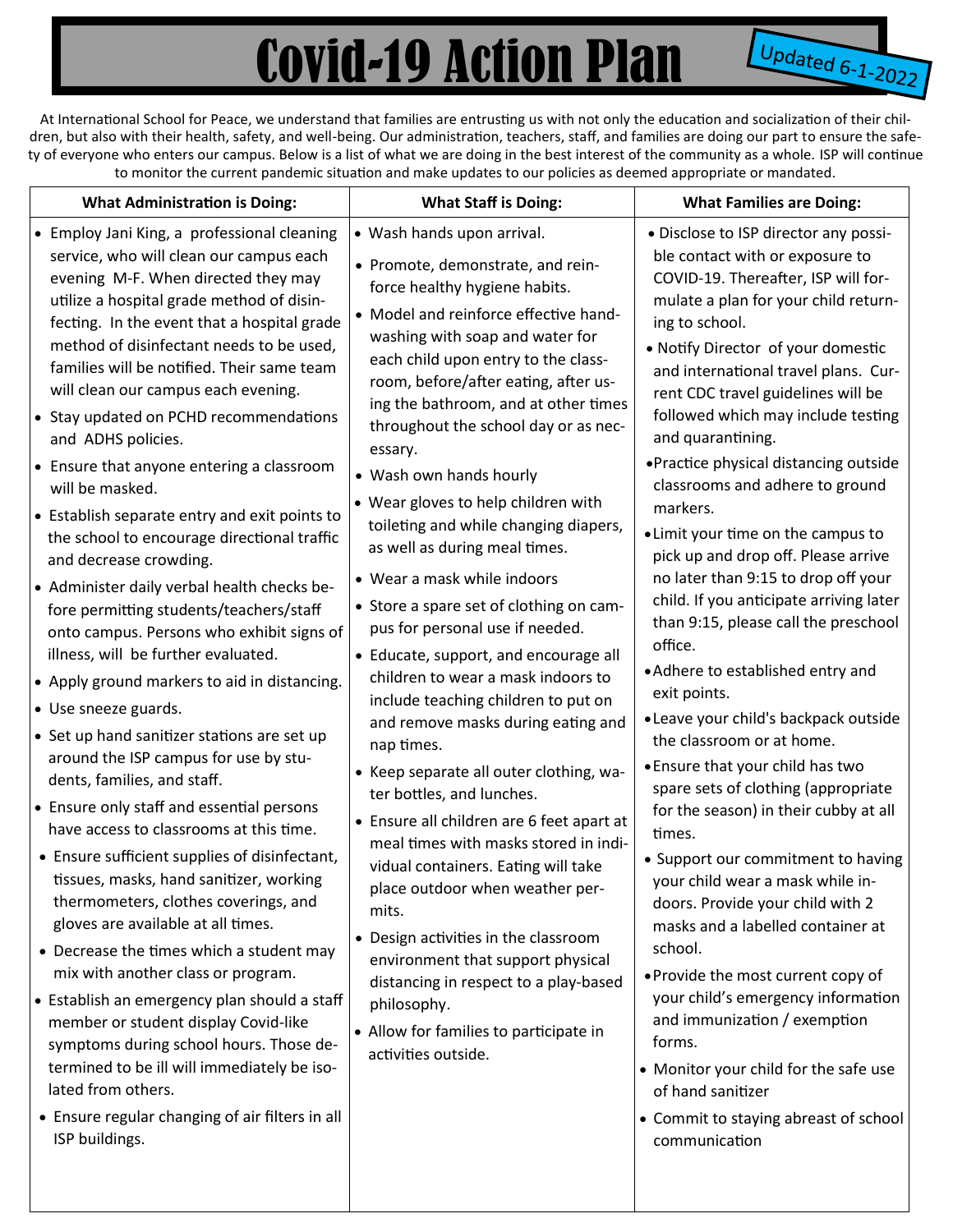# Covid-19 Action Plan

Updated 6-1-2022

At International School for Peace, we understand that families are entrusting us with not only the education and socialization of their children, but also with their health, safety, and well-being. Our administration, teachers, staff, and families are doing our part to ensure the safety of everyone who enters our campus. Below is a list of what we are doing in the best interest of the community as a whole. ISP will continue to monitor the current pandemic situation and make updates to our policies as deemed appropriate or mandated.

## What Administration is Doing:

- Employ Jani King, a professional cleaning service, who will clean our campus each evening M-F. When directed they may utilize a hospital grade method of disinfecting. In the event that a hospital grade method of disinfectant needs to be used, families will be notified. Their same team will clean our campus each evening.
- Stay updated on PCHD recommendations and ADHS policies.
- Ensure that anyone entering a classroom will be masked.
- Establish separate entry and exit points to the school to encourage directional traffic and decrease crowding.
- Administer daily verbal health checks before permitting students/teachers/staff onto campus. Persons who exhibit signs of illness, will be further evaluated.
- Apply ground markers to aid in distancing.
- Use sneeze guards.
- Set up hand sanitizer stations are set up around the ISP campus for use by students, families, and staff.
- Ensure only staff and essential persons have access to classrooms at this time.
- Ensure sufficient supplies of disinfectant, tissues, masks, hand sanitizer, working thermometers, clothes coverings, and gloves are available at all times.
- Decrease the times which a student may mix with another class or program.
- Establish an emergency plan should a staff member or student display Covid-like symptoms during school hours. Those determined to be ill will immediately be isolated from others.
- Ensure regular changing of air filters in all ISP buildings.

## What Staff is Doing:

- Wash hands upon arrival.
- Promote, demonstrate, and reinforce healthy hygiene habits.
- Model and reinforce effective handwashing with soap and water for each child upon entry to the classroom, before/after eating, after using the bathroom, and at other times throughout the school day or as necessary.
- Wash own hands hourly
- Wear gloves to help children with toileting and while changing diapers, as well as during meal times.
- Wear a mask while indoors
- Store a spare set of clothing on campus for personal use if needed.
- Educate, support, and encourage all children to wear a mask indoors to include teaching children to put on and remove masks during eating and nap times.
- Keep separate all outer clothing, water bottles, and lunches.
- Ensure all children are 6 feet apart at meal times with masks stored in individual containers. Eating will take place outdoor when weather permits.
- Design activities in the classroom environment that support physical distancing in respect to a play-based philosophy.
- Allow for families to participate in activities outside.

## What Families are Doing:

- Disclose to ISP director any possible contact with or exposure to COVID-19. Thereafter, ISP will formulate a plan for your child returning to school.
- Notify Director of your domestic and international travel plans. Current CDC travel guidelines will be followed which may include testing and quarantining.
- Practice physical distancing outside classrooms and adhere to ground markers.
- Limit your time on the campus to pick up and drop off. Please arrive no later than 9:15 to drop off your child. If you anticipate arriving later than 9:15, please call the preschool office.
- Adhere to established entry and exit points.
- Leave your child's backpack outside the classroom or at home.
- Ensure that your child has two spare sets of clothing (appropriate for the season) in their cubby at all times.
- Support our commitment to having your child wear a mask while indoors. Provide your child with 2 masks and a labelled container at school.
- Provide the most current copy of your child's emergency information and immunization / exemption forms.
- Monitor your child for the safe use of hand sanitizer
- Commit to staying abreast of school communication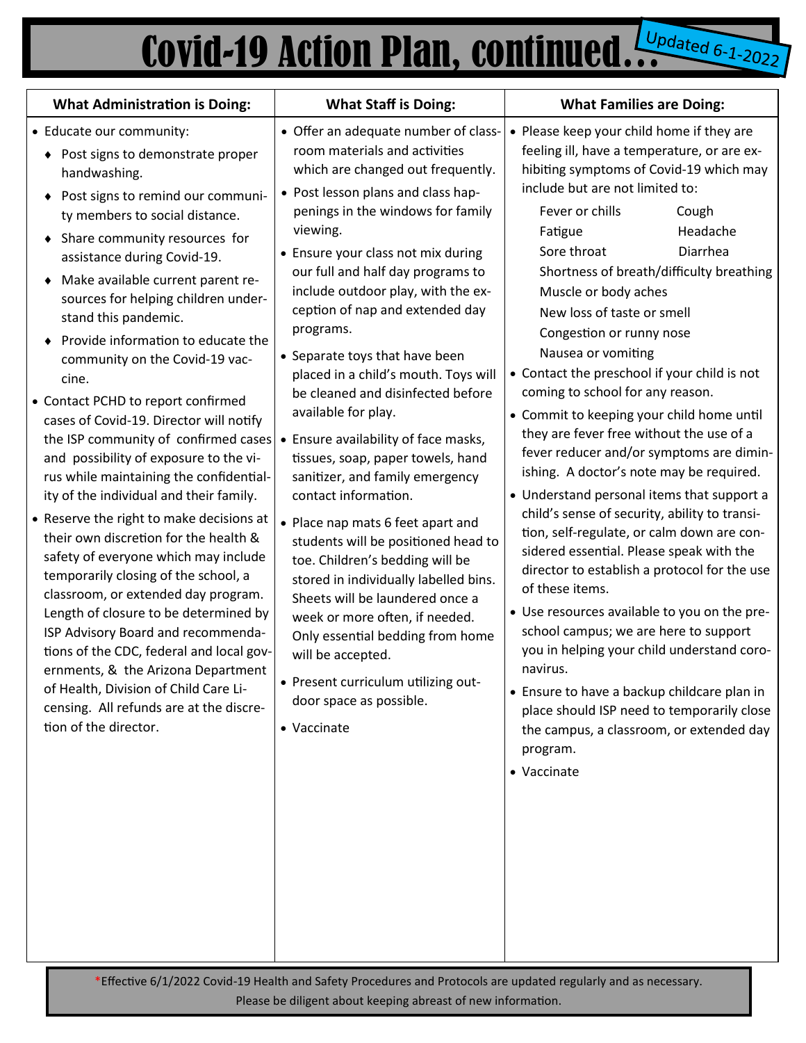# Covid-19 Action Plan, continued…

Updated 6-1-2022

### What Administration is Doing:

- Educate our community:
  - Post signs to demonstrate proper handwashing.
  - Post signs to remind our community members to social distance.
  - Share community resources for assistance during Covid-19.
  - Make available current parent resources for helping children understand this pandemic.
  - Provide information to educate the community on the Covid-19 vaccine.
- Contact PCHD to report confirmed cases of Covid-19. Director will notify the ISP community of confirmed cases and possibility of exposure to the virus while maintaining the confidentiality of the individual and their family.
- Reserve the right to make decisions at their own discretion for the health & safety of everyone which may include temporarily closing of the school, a classroom, or extended day program. Length of closure to be determined by ISP Advisory Board and recommendations of the CDC, federal and local governments, & the Arizona Department of Health, Division of Child Care Licensing. All refunds are at the discretion of the director.

### What Staff is Doing:

- Offer an adequate number of classroom materials and activities which are changed out frequently.
- Post lesson plans and class happenings in the windows for family viewing.
- Ensure your class not mix during our full and half day programs to include outdoor play, with the exception of nap and extended day programs.
- Separate toys that have been placed in a child's mouth. Toys will be cleaned and disinfected before available for play.
- Ensure availability of face masks, tissues, soap, paper towels, hand sanitizer, and family emergency contact information.
- Place nap mats 6 feet apart and students will be positioned head to toe. Children's bedding will be stored in individually labelled bins. Sheets will be laundered once a week or more often, if needed. Only essential bedding from home will be accepted.
- Present curriculum utilizing outdoor space as possible.
- Vaccinate

### What Families are Doing:

- Please keep your child home if they are feeling ill, have a temperature, or are exhibiting symptoms of Covid-19 which may include but are not limited to:
  - Fever or chills
  - Cough
  - Fatigue
  - Headache
  - Sore throat
  - Diarrhea
  - Shortness of breath/difficulty breathing
  - Muscle or body aches
  - New loss of taste or smell
  - Congestion or runny nose
  - Nausea or vomiting
- Contact the preschool if your child is not coming to school for any reason.
- Commit to keeping your child home until they are fever free without the use of a fever reducer and/or symptoms are diminishing. A doctor's note may be required.
- Understand personal items that support a child's sense of security, ability to transition, self-regulate, or calm down are considered essential. Please speak with the director to establish a protocol for the use of these items.
- Use resources available to you on the preschool campus; we are here to support you in helping your child understand coronavirus.
- Ensure to have a backup childcare plan in place should ISP need to temporarily close the campus, a classroom, or extended day program.
- Vaccinate

*Effective 6/1/2022 Covid-19 Health and Safety Procedures and Protocols are updated regularly and as necessary. Please be diligent about keeping abreast of new information.